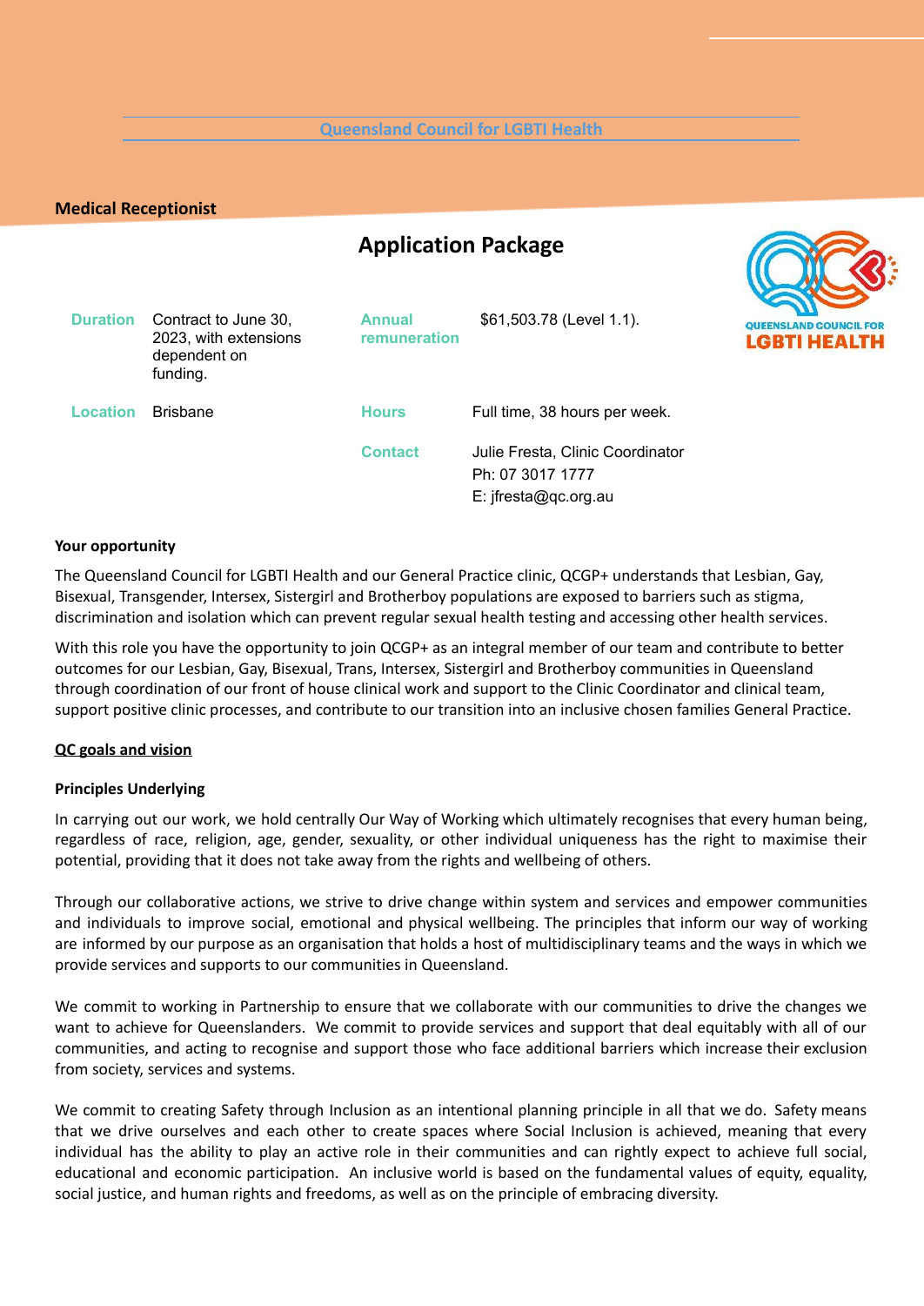Queensland Council for LGBTI Health

**Medical Receptionist**

# Application Package

| | | | |
|---|---|---|---|
| **Duration** | Contract to June 30, 2023, with extensions dependent on funding. | **Annual remuneration** | $61,503.78 (Level 1.1). |
| **Location** | Brisbane | **Hours** | Full time, 38 hours per week. |
| | | **Contact** | Julie Fresta, Clinic Coordinator<br>Ph: 07 3017 1777<br>E: jfresta@qc.org.au |

**Your opportunity**

The Queensland Council for LGBTI Health and our General Practice clinic, QCGP+ understands that Lesbian, Gay, Bisexual, Transgender, Intersex, Sistergirl and Brotherboy populations are exposed to barriers such as stigma, discrimination and isolation which can prevent regular sexual health testing and accessing other health services.

With this role you have the opportunity to join QCGP+ as an integral member of our team and contribute to better outcomes for our Lesbian, Gay, Bisexual, Trans, Intersex, Sistergirl and Brotherboy communities in Queensland through coordination of our front of house clinical work and support to the Clinic Coordinator and clinical team, support positive clinic processes, and contribute to our transition into an inclusive chosen families General Practice.

**QC goals and vision**

**Principles Underlying**

In carrying out our work, we hold centrally Our Way of Working which ultimately recognises that every human being, regardless of race, religion, age, gender, sexuality, or other individual uniqueness has the right to maximise their potential, providing that it does not take away from the rights and wellbeing of others.

Through our collaborative actions, we strive to drive change within system and services and empower communities and individuals to improve social, emotional and physical wellbeing. The principles that inform our way of working are informed by our purpose as an organisation that holds a host of multidisciplinary teams and the ways in which we provide services and supports to our communities in Queensland.

We commit to working in Partnership to ensure that we collaborate with our communities to drive the changes we want to achieve for Queenslanders. We commit to provide services and support that deal equitably with all of our communities, and acting to recognise and support those who face additional barriers which increase their exclusion from society, services and systems.

We commit to creating Safety through Inclusion as an intentional planning principle in all that we do. Safety means that we drive ourselves and each other to create spaces where Social Inclusion is achieved, meaning that every individual has the ability to play an active role in their communities and can rightly expect to achieve full social, educational and economic participation. An inclusive world is based on the fundamental values of equity, equality, social justice, and human rights and freedoms, as well as on the principle of embracing diversity.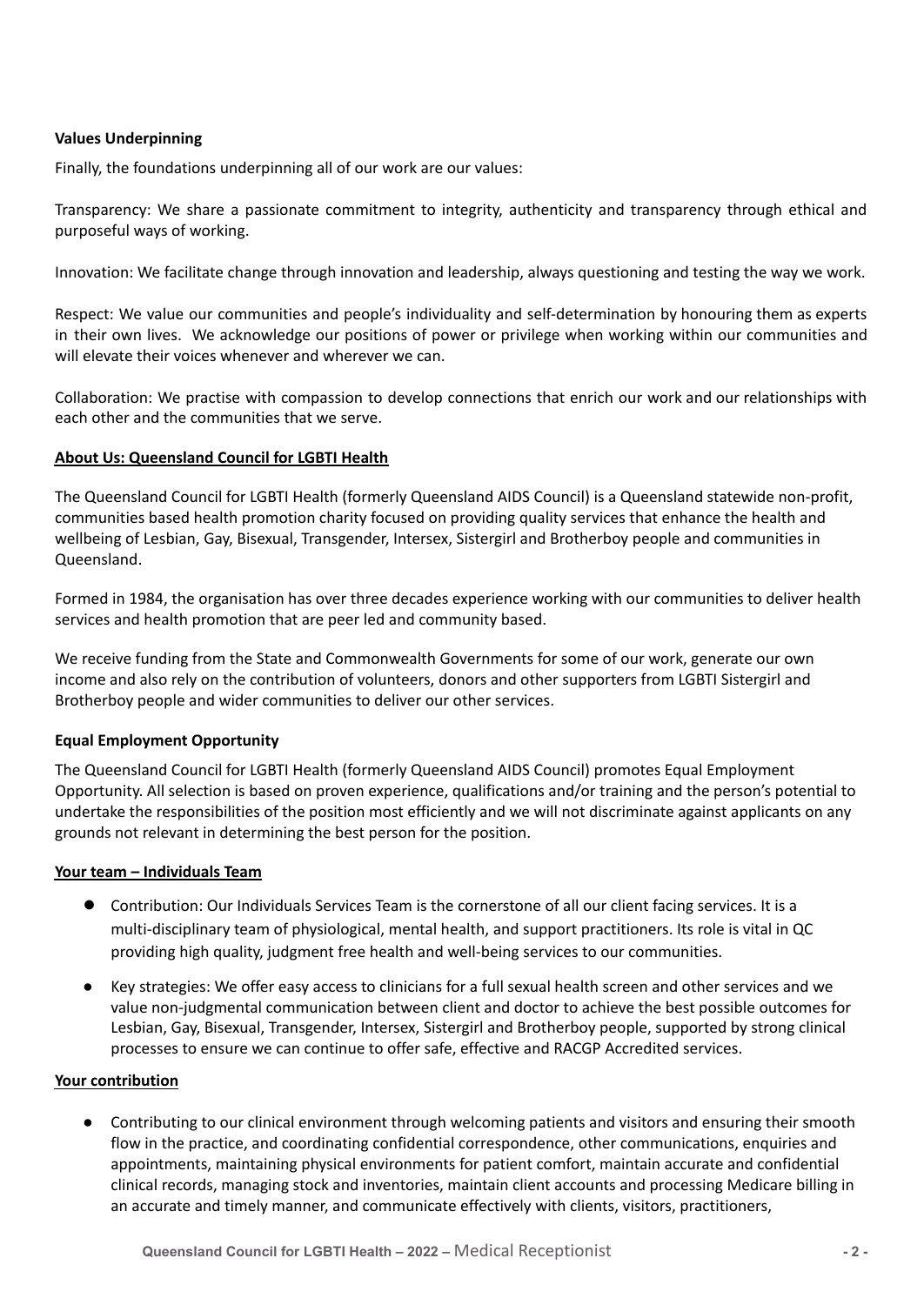**Values Underpinning**

Finally, the foundations underpinning all of our work are our values:

Transparency: We share a passionate commitment to integrity, authenticity and transparency through ethical and purposeful ways of working.

Innovation: We facilitate change through innovation and leadership, always questioning and testing the way we work.

Respect: We value our communities and people's individuality and self-determination by honouring them as experts in their own lives. We acknowledge our positions of power or privilege when working within our communities and will elevate their voices whenever and wherever we can.

Collaboration: We practise with compassion to develop connections that enrich our work and our relationships with each other and the communities that we serve.

**About Us: Queensland Council for LGBTI Health**

The Queensland Council for LGBTI Health (formerly Queensland AIDS Council) is a Queensland statewide non-profit, communities based health promotion charity focused on providing quality services that enhance the health and wellbeing of Lesbian, Gay, Bisexual, Transgender, Intersex, Sistergirl and Brotherboy people and communities in Queensland.

Formed in 1984, the organisation has over three decades experience working with our communities to deliver health services and health promotion that are peer led and community based.

We receive funding from the State and Commonwealth Governments for some of our work, generate our own income and also rely on the contribution of volunteers, donors and other supporters from LGBTI Sistergirl and Brotherboy people and wider communities to deliver our other services.

**Equal Employment Opportunity**

The Queensland Council for LGBTI Health (formerly Queensland AIDS Council) promotes Equal Employment Opportunity. All selection is based on proven experience, qualifications and/or training and the person's potential to undertake the responsibilities of the position most efficiently and we will not discriminate against applicants on any grounds not relevant in determining the best person for the position.

**Your team – Individuals Team**

- Contribution: Our Individuals Services Team is the cornerstone of all our client facing services. It is a multi-disciplinary team of physiological, mental health, and support practitioners. Its role is vital in QC providing high quality, judgment free health and well-being services to our communities.
- Key strategies: We offer easy access to clinicians for a full sexual health screen and other services and we value non-judgmental communication between client and doctor to achieve the best possible outcomes for Lesbian, Gay, Bisexual, Transgender, Intersex, Sistergirl and Brotherboy people, supported by strong clinical processes to ensure we can continue to offer safe, effective and RACGP Accredited services.

**Your contribution**

- Contributing to our clinical environment through welcoming patients and visitors and ensuring their smooth flow in the practice, and coordinating confidential correspondence, other communications, enquiries and appointments, maintaining physical environments for patient comfort, maintain accurate and confidential clinical records, managing stock and inventories, maintain client accounts and processing Medicare billing in an accurate and timely manner, and communicate effectively with clients, visitors, practitioners,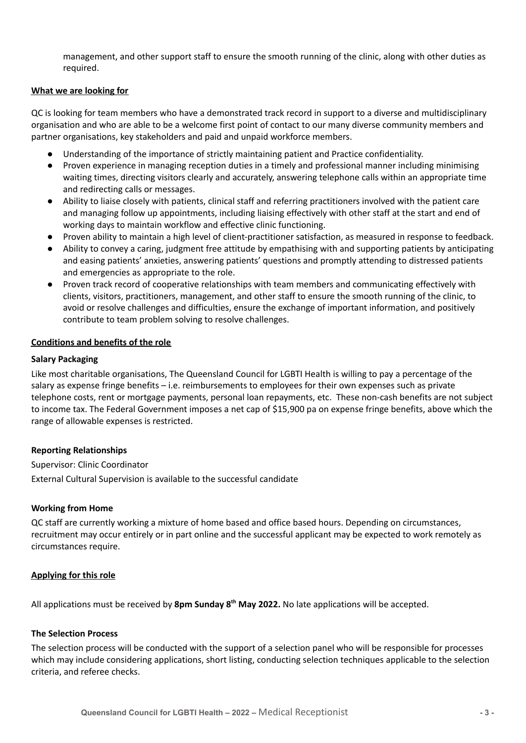management, and other support staff to ensure the smooth running of the clinic, along with other duties as required.

## What we are looking for

QC is looking for team members who have a demonstrated track record in support to a diverse and multidisciplinary organisation and who are able to be a welcome first point of contact to our many diverse community members and partner organisations, key stakeholders and paid and unpaid workforce members.

- Understanding of the importance of strictly maintaining patient and Practice confidentiality.
- Proven experience in managing reception duties in a timely and professional manner including minimising waiting times, directing visitors clearly and accurately, answering telephone calls within an appropriate time and redirecting calls or messages.
- Ability to liaise closely with patients, clinical staff and referring practitioners involved with the patient care and managing follow up appointments, including liaising effectively with other staff at the start and end of working days to maintain workflow and effective clinic functioning.
- Proven ability to maintain a high level of client-practitioner satisfaction, as measured in response to feedback.
- Ability to convey a caring, judgment free attitude by empathising with and supporting patients by anticipating and easing patients' anxieties, answering patients' questions and promptly attending to distressed patients and emergencies as appropriate to the role.
- Proven track record of cooperative relationships with team members and communicating effectively with clients, visitors, practitioners, management, and other staff to ensure the smooth running of the clinic, to avoid or resolve challenges and difficulties, ensure the exchange of important information, and positively contribute to team problem solving to resolve challenges.

## Conditions and benefits of the role

### Salary Packaging

Like most charitable organisations, The Queensland Council for LGBTI Health is willing to pay a percentage of the salary as expense fringe benefits – i.e. reimbursements to employees for their own expenses such as private telephone costs, rent or mortgage payments, personal loan repayments, etc. These non-cash benefits are not subject to income tax. The Federal Government imposes a net cap of $15,900 pa on expense fringe benefits, above which the range of allowable expenses is restricted.

### Reporting Relationships

Supervisor: Clinic Coordinator

External Cultural Supervision is available to the successful candidate

### Working from Home

QC staff are currently working a mixture of home based and office based hours. Depending on circumstances, recruitment may occur entirely or in part online and the successful applicant may be expected to work remotely as circumstances require.

## Applying for this role

All applications must be received by **8pm Sunday 8th May 2022.** No late applications will be accepted.

### The Selection Process

The selection process will be conducted with the support of a selection panel who will be responsible for processes which may include considering applications, short listing, conducting selection techniques applicable to the selection criteria, and referee checks.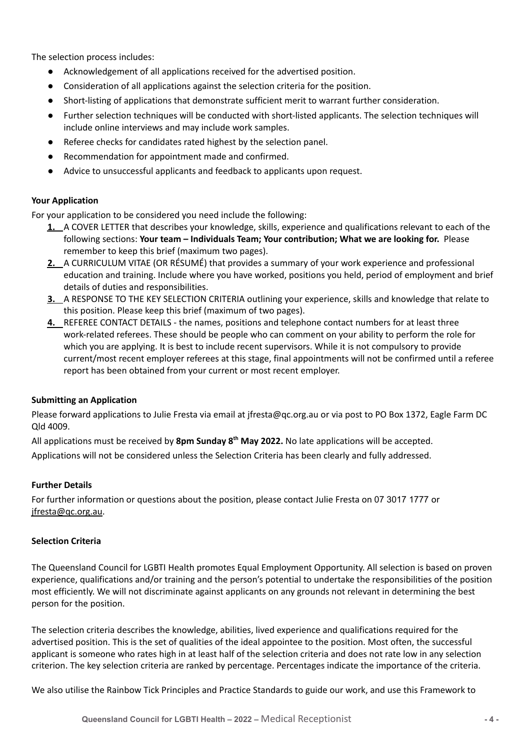The selection process includes:

- Acknowledgement of all applications received for the advertised position.
- Consideration of all applications against the selection criteria for the position.
- Short-listing of applications that demonstrate sufficient merit to warrant further consideration.
- Further selection techniques will be conducted with short-listed applicants. The selection techniques will include online interviews and may include work samples.
- Referee checks for candidates rated highest by the selection panel.
- Recommendation for appointment made and confirmed.
- Advice to unsuccessful applicants and feedback to applicants upon request.

**Your Application**

For your application to be considered you need include the following:

1. A COVER LETTER that describes your knowledge, skills, experience and qualifications relevant to each of the following sections: **Your team – Individuals Team; Your contribution; What we are looking for.** Please remember to keep this brief (maximum two pages).
2. A CURRICULUM VITAE (OR RÉSUMÉ) that provides a summary of your work experience and professional education and training. Include where you have worked, positions you held, period of employment and brief details of duties and responsibilities.
3. A RESPONSE TO THE KEY SELECTION CRITERIA outlining your experience, skills and knowledge that relate to this position. Please keep this brief (maximum of two pages).
4. REFEREE CONTACT DETAILS - the names, positions and telephone contact numbers for at least three work-related referees. These should be people who can comment on your ability to perform the role for which you are applying. It is best to include recent supervisors. While it is not compulsory to provide current/most recent employer referees at this stage, final appointments will not be confirmed until a referee report has been obtained from your current or most recent employer.

**Submitting an Application**

Please forward applications to Julie Fresta via email at jfresta@qc.org.au or via post to PO Box 1372, Eagle Farm DC Qld 4009.

All applications must be received by **8pm Sunday 8th May 2022.** No late applications will be accepted.

Applications will not be considered unless the Selection Criteria has been clearly and fully addressed.

**Further Details**

For further information or questions about the position, please contact Julie Fresta on 07 3017 1777 or jfresta@qc.org.au.

**Selection Criteria**

The Queensland Council for LGBTI Health promotes Equal Employment Opportunity. All selection is based on proven experience, qualifications and/or training and the person's potential to undertake the responsibilities of the position most efficiently. We will not discriminate against applicants on any grounds not relevant in determining the best person for the position.

The selection criteria describes the knowledge, abilities, lived experience and qualifications required for the advertised position. This is the set of qualities of the ideal appointee to the position. Most often, the successful applicant is someone who rates high in at least half of the selection criteria and does not rate low in any selection criterion. The key selection criteria are ranked by percentage. Percentages indicate the importance of the criteria.

We also utilise the Rainbow Tick Principles and Practice Standards to guide our work, and use this Framework to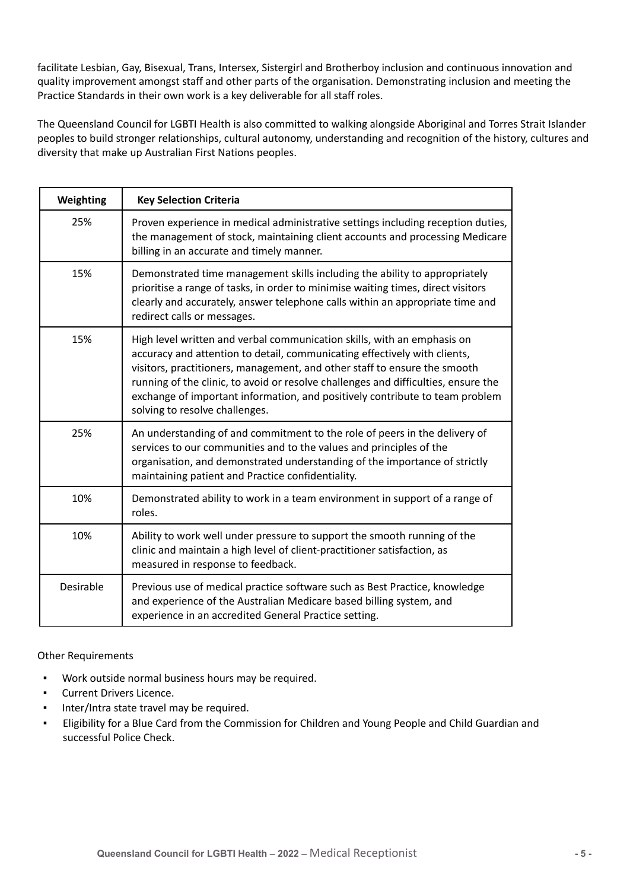facilitate Lesbian, Gay, Bisexual, Trans, Intersex, Sistergirl and Brotherboy inclusion and continuous innovation and quality improvement amongst staff and other parts of the organisation. Demonstrating inclusion and meeting the Practice Standards in their own work is a key deliverable for all staff roles.

The Queensland Council for LGBTI Health is also committed to walking alongside Aboriginal and Torres Strait Islander peoples to build stronger relationships, cultural autonomy, understanding and recognition of the history, cultures and diversity that make up Australian First Nations peoples.

| Weighting | Key Selection Criteria |
|---|---|
| 25% | Proven experience in medical administrative settings including reception duties, the management of stock, maintaining client accounts and processing Medicare billing in an accurate and timely manner. |
| 15% | Demonstrated time management skills including the ability to appropriately prioritise a range of tasks, in order to minimise waiting times, direct visitors clearly and accurately, answer telephone calls within an appropriate time and redirect calls or messages. |
| 15% | High level written and verbal communication skills, with an emphasis on accuracy and attention to detail, communicating effectively with clients, visitors, practitioners, management, and other staff to ensure the smooth running of the clinic, to avoid or resolve challenges and difficulties, ensure the exchange of important information, and positively contribute to team problem solving to resolve challenges. |
| 25% | An understanding of and commitment to the role of peers in the delivery of services to our communities and to the values and principles of the organisation, and demonstrated understanding of the importance of strictly maintaining patient and Practice confidentiality. |
| 10% | Demonstrated ability to work in a team environment in support of a range of roles. |
| 10% | Ability to work well under pressure to support the smooth running of the clinic and maintain a high level of client-practitioner satisfaction, as measured in response to feedback. |
| Desirable | Previous use of medical practice software such as Best Practice, knowledge and experience of the Australian Medicare based billing system, and experience in an accredited General Practice setting. |

Other Requirements

- Work outside normal business hours may be required.
- Current Drivers Licence.
- Inter/Intra state travel may be required.
- Eligibility for a Blue Card from the Commission for Children and Young People and Child Guardian and successful Police Check.